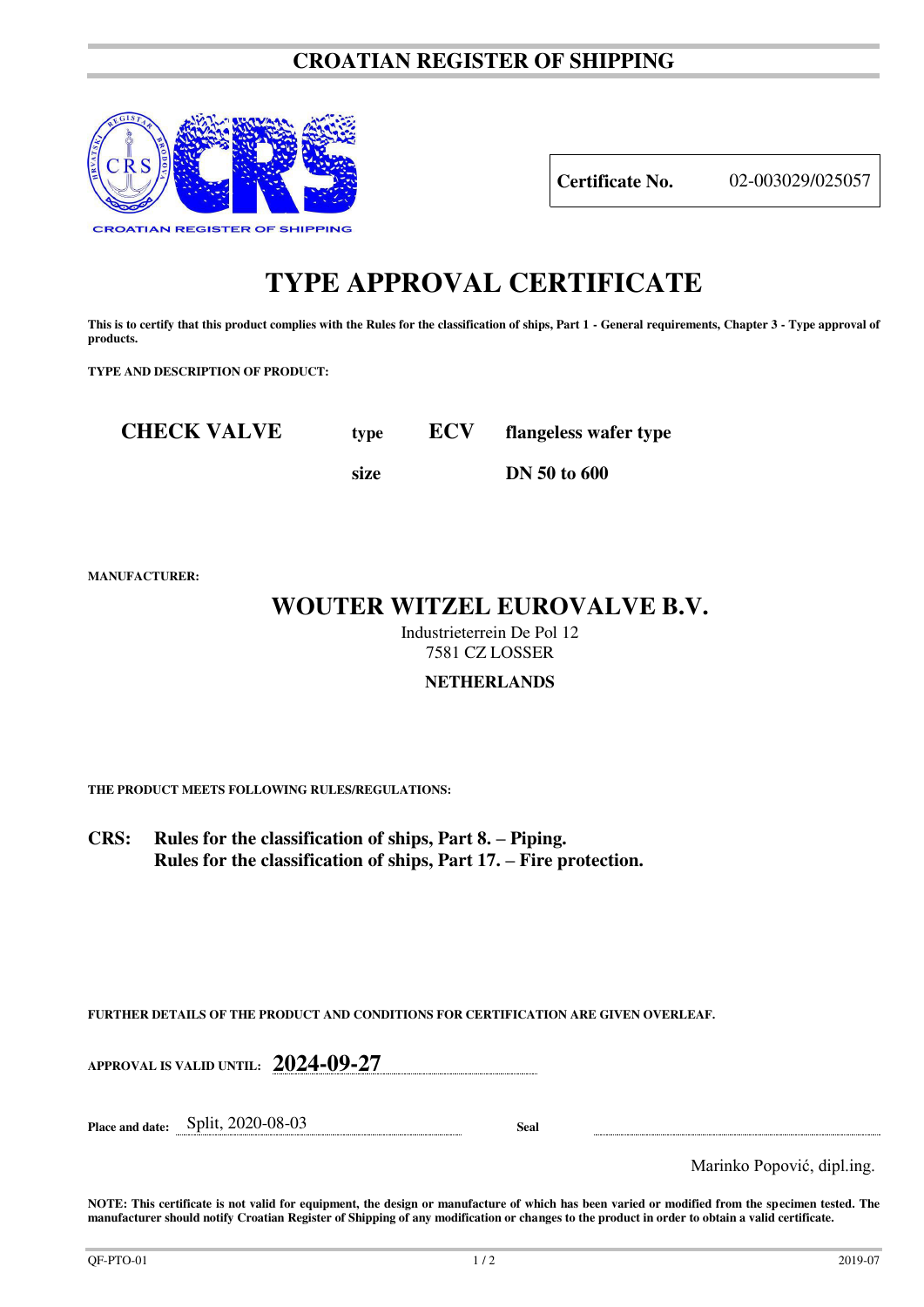# CROATIAN REGISTER OF SHIPPING

CROATIAN REGISTER OF SHIPPING

| **Certificate No.** | 02-003029/025057 |
|---|---|

# TYPE APPROVAL CERTIFICATE

**This is to certify that this product complies with the Rules for the classification of ships, Part 1 - General requirements, Chapter 3 - Type approval of products.**

**TYPE AND DESCRIPTION OF PRODUCT:**

**CHECK VALVE** **type** **ECV** **flangeless wafer type**

**size** **DN 50 to 600**

**MANUFACTURER:**

## WOUTER WITZEL EUROVALVE B.V.

Industrieterrein De Pol 12
7581 CZ LOSSER

**NETHERLANDS**

**THE PRODUCT MEETS FOLLOWING RULES/REGULATIONS:**

**CRS:** **Rules for the classification of ships, Part 8. – Piping.**
**Rules for the classification of ships, Part 17. – Fire protection.**

**FURTHER DETAILS OF THE PRODUCT AND CONDITIONS FOR CERTIFICATION ARE GIVEN OVERLEAF.**

**APPROVAL IS VALID UNTIL:** **2024-09-27**

**Place and date:** Split, 2020-08-03

**Seal**

Marinko Popović, dipl.ing.

**NOTE: This certificate is not valid for equipment, the design or manufacture of which has been varied or modified from the specimen tested. The manufacturer should notify Croatian Register of Shipping of any modification or changes to the product in order to obtain a valid certificate.**

QF-PTO-01 2019-07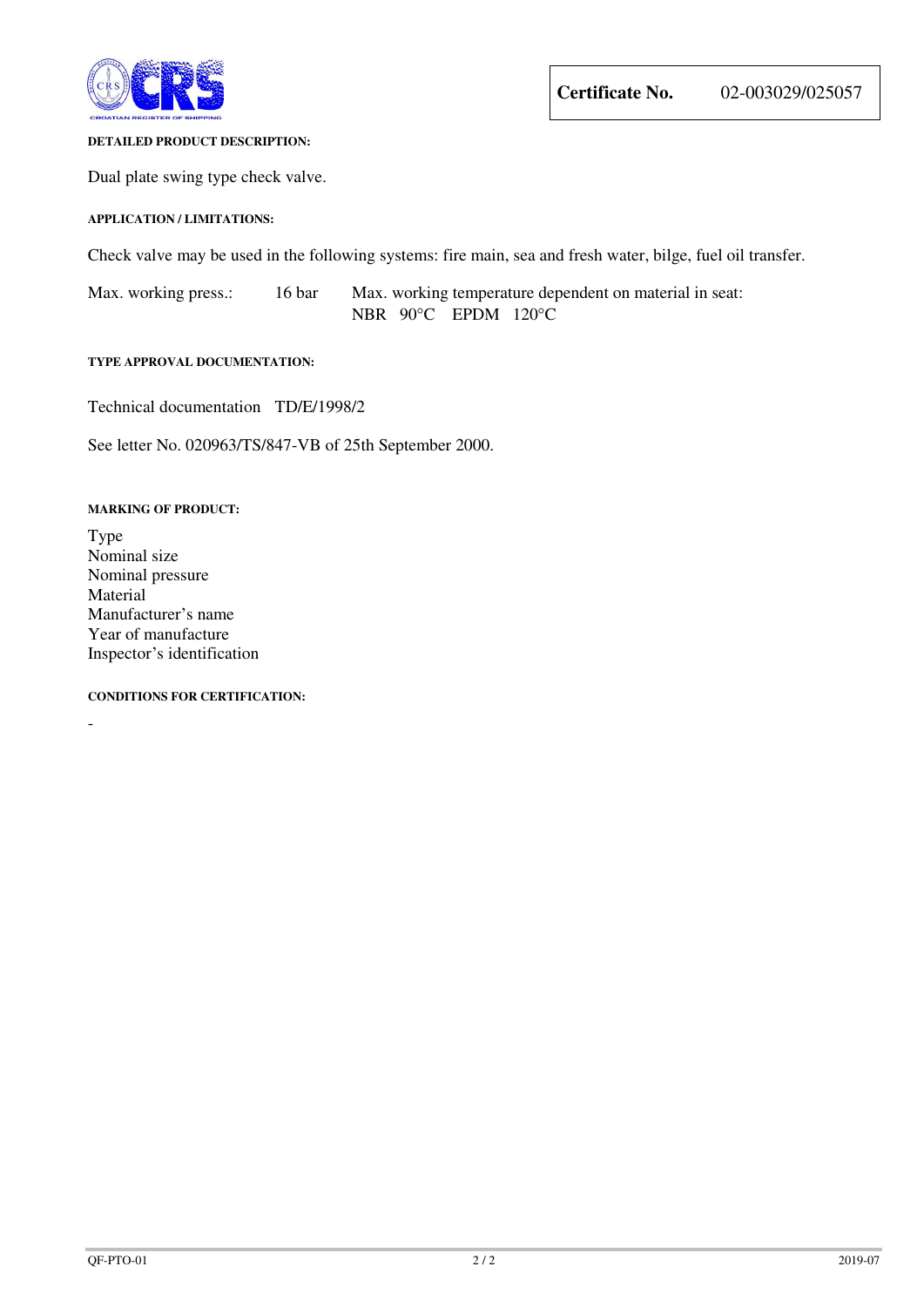**Certificate No.** 02-003029/025057

**DETAILED PRODUCT DESCRIPTION:**

Dual plate swing type check valve.

**APPLICATION / LIMITATIONS:**

Check valve may be used in the following systems: fire main, sea and fresh water, bilge, fuel oil transfer.

Max. working press.: 16 bar    Max. working temperature dependent on material in seat:
NBR 90°C  EPDM 120°C

**TYPE APPROVAL DOCUMENTATION:**

Technical documentation TD/E/1998/2

See letter No. 020963/TS/847-VB of 25th September 2000.

**MARKING OF PRODUCT:**

Type
Nominal size
Nominal pressure
Material
Manufacturer's name
Year of manufacture
Inspector's identification

**CONDITIONS FOR CERTIFICATION:**

-